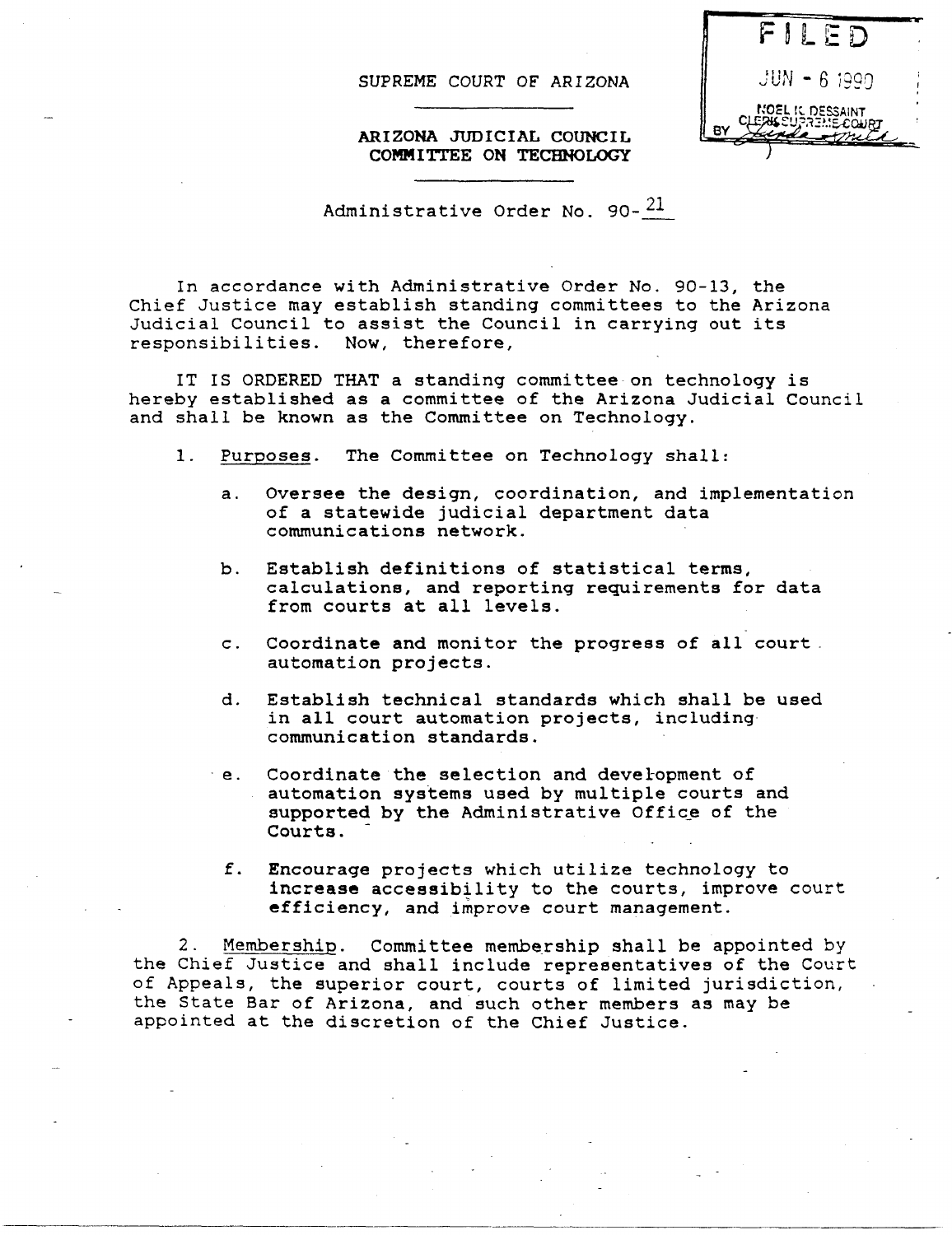FILED
JUN - 6 1990
NOEL K. DESSAINT
CLERK SUPREME COURT
BY

SUPREME COURT OF ARIZONA

**ARIZONA JUDICIAL COUNCIL COMMITTEE ON TECHNOLOGY**

Administrative Order No. 90-21

In accordance with Administrative Order No. 90-13, the Chief Justice may establish standing committees to the Arizona Judicial Council to assist the Council in carrying out its responsibilities. Now, therefore,

IT IS ORDERED THAT a standing committee on technology is hereby established as a committee of the Arizona Judicial Council and shall be known as the Committee on Technology.

1. Purposes. The Committee on Technology shall:

   a. Oversee the design, coordination, and implementation of a statewide judicial department data communications network.

   b. Establish definitions of statistical terms, calculations, and reporting requirements for data from courts at all levels.

   c. Coordinate and monitor the progress of all court automation projects.

   d. Establish technical standards which shall be used in all court automation projects, including communication standards.

   e. Coordinate the selection and development of automation systems used by multiple courts and supported by the Administrative Office of the Courts.

   f. Encourage projects which utilize technology to increase accessibility to the courts, improve court efficiency, and improve court management.

2. Membership. Committee membership shall be appointed by the Chief Justice and shall include representatives of the Court of Appeals, the superior court, courts of limited jurisdiction, the State Bar of Arizona, and such other members as may be appointed at the discretion of the Chief Justice.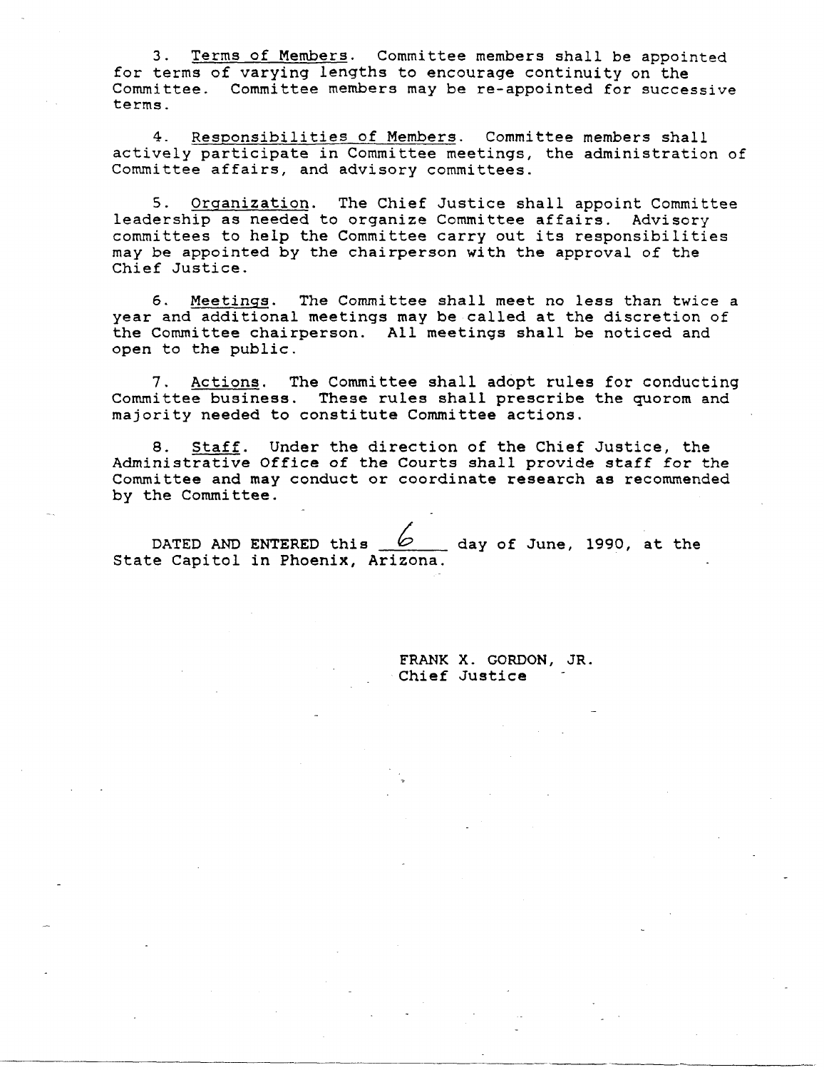3. Terms of Members. Committee members shall be appointed for terms of varying lengths to encourage continuity on the Committee. Committee members may be re-appointed for successive terms.

4. Responsibilities of Members. Committee members shall actively participate in Committee meetings, the administration of Committee affairs, and advisory committees.

5. Organization. The Chief Justice shall appoint Committee leadership as needed to organize Committee affairs. Advisory committees to help the Committee carry out its responsibilities may be appointed by the chairperson with the approval of the Chief Justice.

6. Meetings. The Committee shall meet no less than twice a year and additional meetings may be called at the discretion of the Committee chairperson. All meetings shall be noticed and open to the public.

7. Actions. The Committee shall adopt rules for conducting Committee business. These rules shall prescribe the quorom and majority needed to constitute Committee actions.

8. Staff. Under the direction of the Chief Justice, the Administrative Office of the Courts shall provide staff for the Committee and may conduct or coordinate research as recommended by the Committee.

DATED AND ENTERED this 6 day of June, 1990, at the State Capitol in Phoenix, Arizona.

FRANK X. GORDON, JR.
Chief Justice